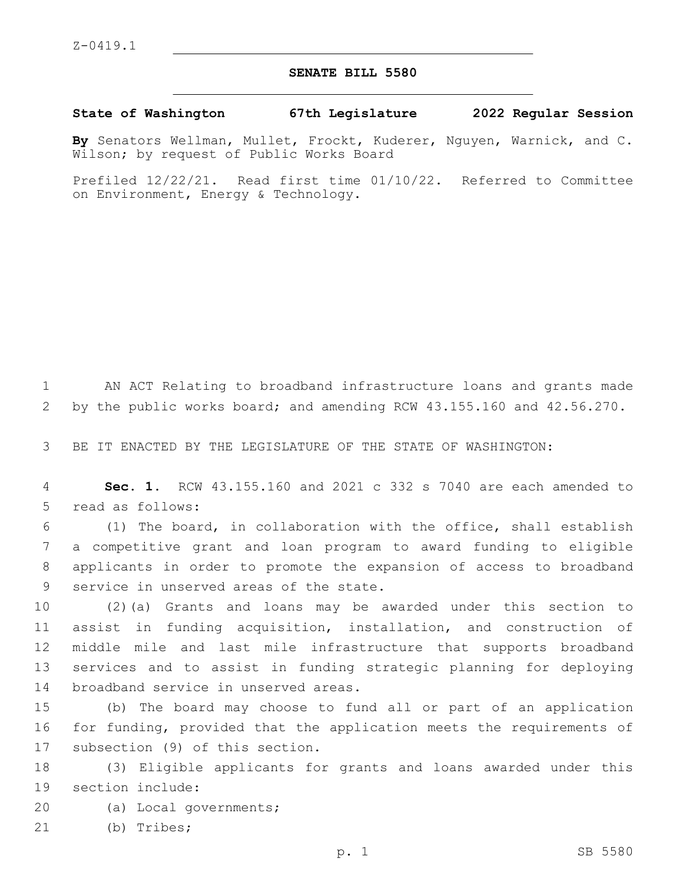Z-0419.1

# SENATE BILL 5580

**State of Washington 67th Legislature 2022 Regular Session**

**By** Senators Wellman, Mullet, Frockt, Kuderer, Nguyen, Warnick, and C. Wilson; by request of Public Works Board

Prefiled 12/22/21. Read first time 01/10/22. Referred to Committee on Environment, Energy & Technology.

AN ACT Relating to broadband infrastructure loans and grants made by the public works board; and amending RCW 43.155.160 and 42.56.270.

BE IT ENACTED BY THE LEGISLATURE OF THE STATE OF WASHINGTON:

**Sec. 1.** RCW 43.155.160 and 2021 c 332 s 7040 are each amended to read as follows:

(1) The board, in collaboration with the office, shall establish a competitive grant and loan program to award funding to eligible applicants in order to promote the expansion of access to broadband service in unserved areas of the state.

(2)(a) Grants and loans may be awarded under this section to assist in funding acquisition, installation, and construction of middle mile and last mile infrastructure that supports broadband services and to assist in funding strategic planning for deploying broadband service in unserved areas.

(b) The board may choose to fund all or part of an application for funding, provided that the application meets the requirements of subsection (9) of this section.

(3) Eligible applicants for grants and loans awarded under this section include:

(a) Local governments;

(b) Tribes;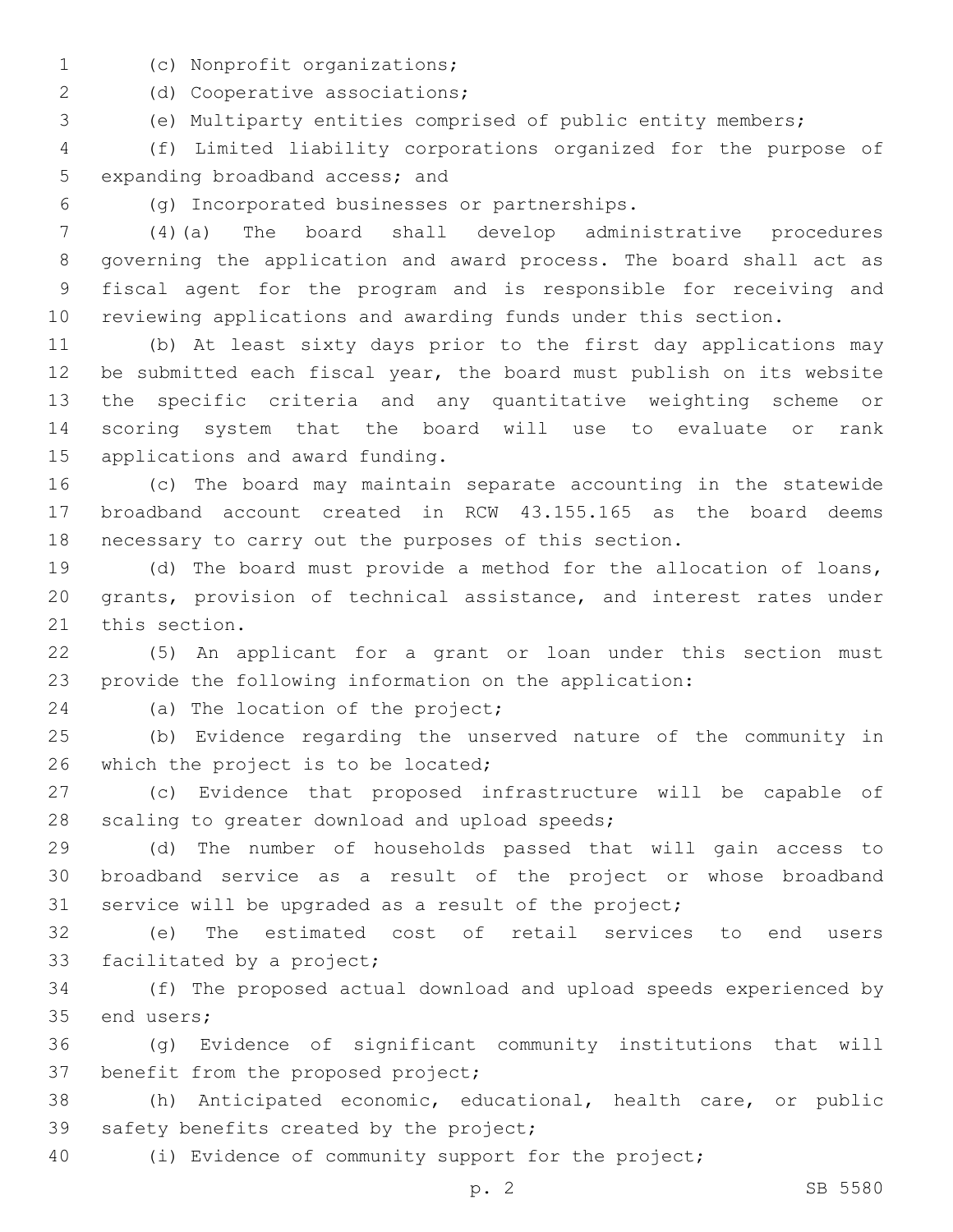(c) Nonprofit organizations;

(d) Cooperative associations;

(e) Multiparty entities comprised of public entity members;

(f) Limited liability corporations organized for the purpose of expanding broadband access; and

(g) Incorporated businesses or partnerships.

(4)(a) The board shall develop administrative procedures governing the application and award process. The board shall act as fiscal agent for the program and is responsible for receiving and reviewing applications and awarding funds under this section.

(b) At least sixty days prior to the first day applications may be submitted each fiscal year, the board must publish on its website the specific criteria and any quantitative weighting scheme or scoring system that the board will use to evaluate or rank applications and award funding.

(c) The board may maintain separate accounting in the statewide broadband account created in RCW 43.155.165 as the board deems necessary to carry out the purposes of this section.

(d) The board must provide a method for the allocation of loans, grants, provision of technical assistance, and interest rates under this section.

(5) An applicant for a grant or loan under this section must provide the following information on the application:

(a) The location of the project;

(b) Evidence regarding the unserved nature of the community in which the project is to be located;

(c) Evidence that proposed infrastructure will be capable of scaling to greater download and upload speeds;

(d) The number of households passed that will gain access to broadband service as a result of the project or whose broadband service will be upgraded as a result of the project;

(e) The estimated cost of retail services to end users facilitated by a project;

(f) The proposed actual download and upload speeds experienced by end users;

(g) Evidence of significant community institutions that will benefit from the proposed project;

(h) Anticipated economic, educational, health care, or public safety benefits created by the project;

(i) Evidence of community support for the project;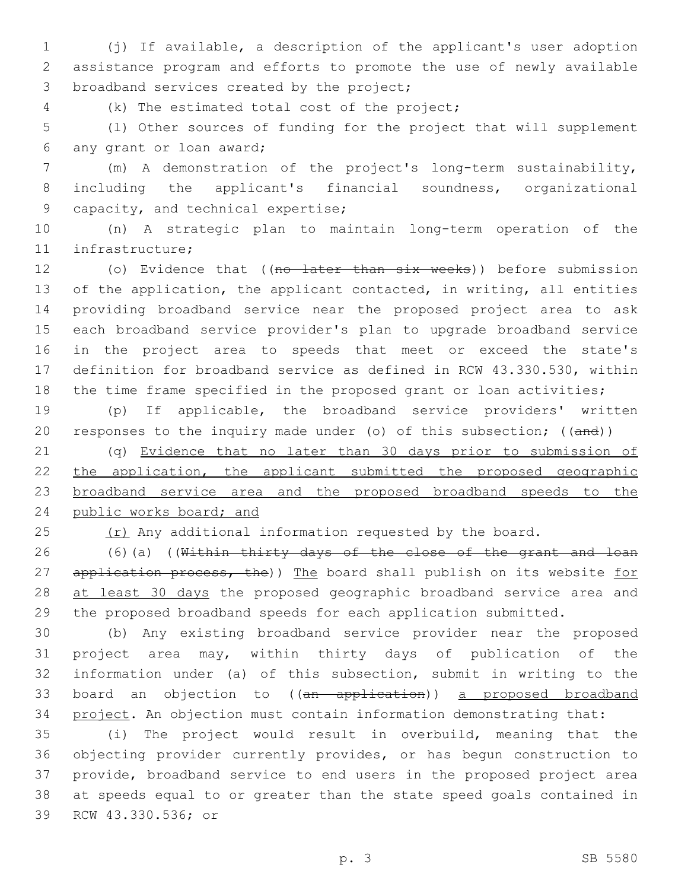(j) If available, a description of the applicant's user adoption assistance program and efforts to promote the use of newly available broadband services created by the project;

(k) The estimated total cost of the project;

(l) Other sources of funding for the project that will supplement any grant or loan award;

(m) A demonstration of the project's long-term sustainability, including the applicant's financial soundness, organizational capacity, and technical expertise;

(n) A strategic plan to maintain long-term operation of the infrastructure;

(o) Evidence that ((~~no later than six weeks~~)) before submission of the application, the applicant contacted, in writing, all entities providing broadband service near the proposed project area to ask each broadband service provider's plan to upgrade broadband service in the project area to speeds that meet or exceed the state's definition for broadband service as defined in RCW 43.330.530, within the time frame specified in the proposed grant or loan activities;

(p) If applicable, the broadband service providers' written responses to the inquiry made under (o) of this subsection; ((~~and~~))

(q) <u>Evidence that no later than 30 days prior to submission of the application, the applicant submitted the proposed geographic broadband service area and the proposed broadband speeds to the public works board; and</u>

<u>(r)</u> Any additional information requested by the board.

(6)(a) ((~~Within thirty days of the close of the grant and loan application process, the~~)) <u>The</u> board shall publish on its website <u>for at least 30 days</u> the proposed geographic broadband service area and the proposed broadband speeds for each application submitted.

(b) Any existing broadband service provider near the proposed project area may, within thirty days of publication of the information under (a) of this subsection, submit in writing to the board an objection to ((~~an application~~)) <u>a proposed broadband project</u>. An objection must contain information demonstrating that:

(i) The project would result in overbuild, meaning that the objecting provider currently provides, or has begun construction to provide, broadband service to end users in the proposed project area at speeds equal to or greater than the state speed goals contained in RCW 43.330.536; or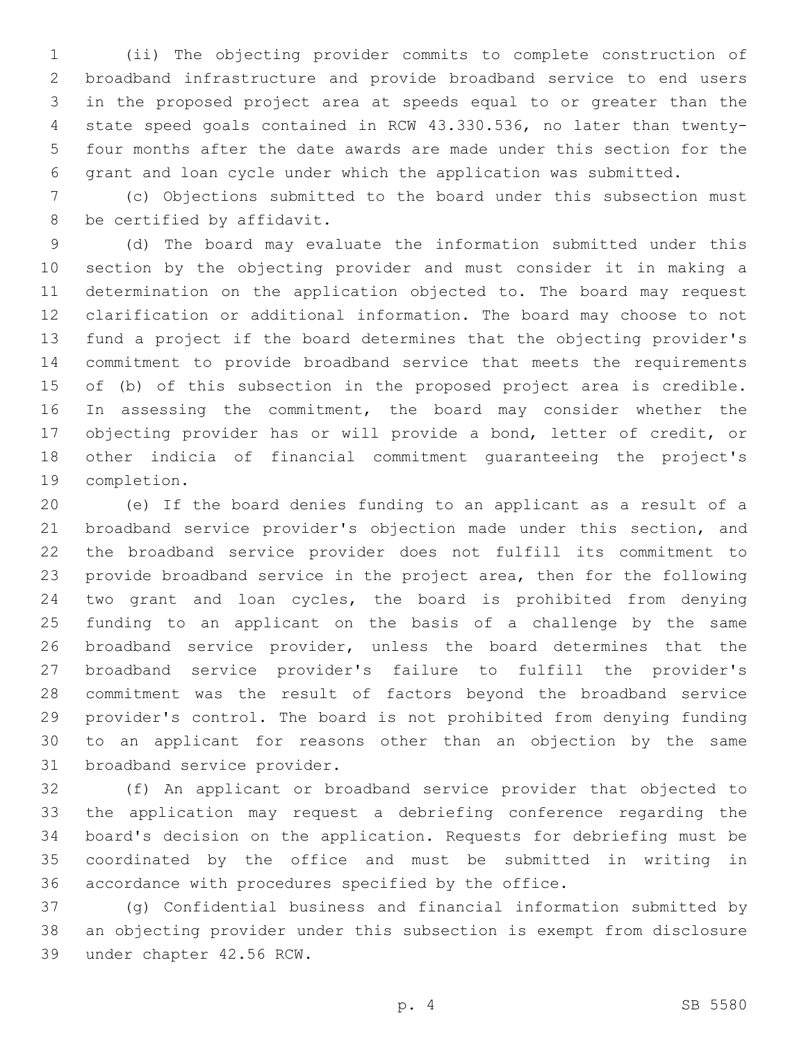(ii) The objecting provider commits to complete construction of broadband infrastructure and provide broadband service to end users in the proposed project area at speeds equal to or greater than the state speed goals contained in RCW 43.330.536, no later than twenty-four months after the date awards are made under this section for the grant and loan cycle under which the application was submitted.

(c) Objections submitted to the board under this subsection must be certified by affidavit.

(d) The board may evaluate the information submitted under this section by the objecting provider and must consider it in making a determination on the application objected to. The board may request clarification or additional information. The board may choose to not fund a project if the board determines that the objecting provider's commitment to provide broadband service that meets the requirements of (b) of this subsection in the proposed project area is credible. In assessing the commitment, the board may consider whether the objecting provider has or will provide a bond, letter of credit, or other indicia of financial commitment guaranteeing the project's completion.

(e) If the board denies funding to an applicant as a result of a broadband service provider's objection made under this section, and the broadband service provider does not fulfill its commitment to provide broadband service in the project area, then for the following two grant and loan cycles, the board is prohibited from denying funding to an applicant on the basis of a challenge by the same broadband service provider, unless the board determines that the broadband service provider's failure to fulfill the provider's commitment was the result of factors beyond the broadband service provider's control. The board is not prohibited from denying funding to an applicant for reasons other than an objection by the same broadband service provider.

(f) An applicant or broadband service provider that objected to the application may request a debriefing conference regarding the board's decision on the application. Requests for debriefing must be coordinated by the office and must be submitted in writing in accordance with procedures specified by the office.

(g) Confidential business and financial information submitted by an objecting provider under this subsection is exempt from disclosure under chapter 42.56 RCW.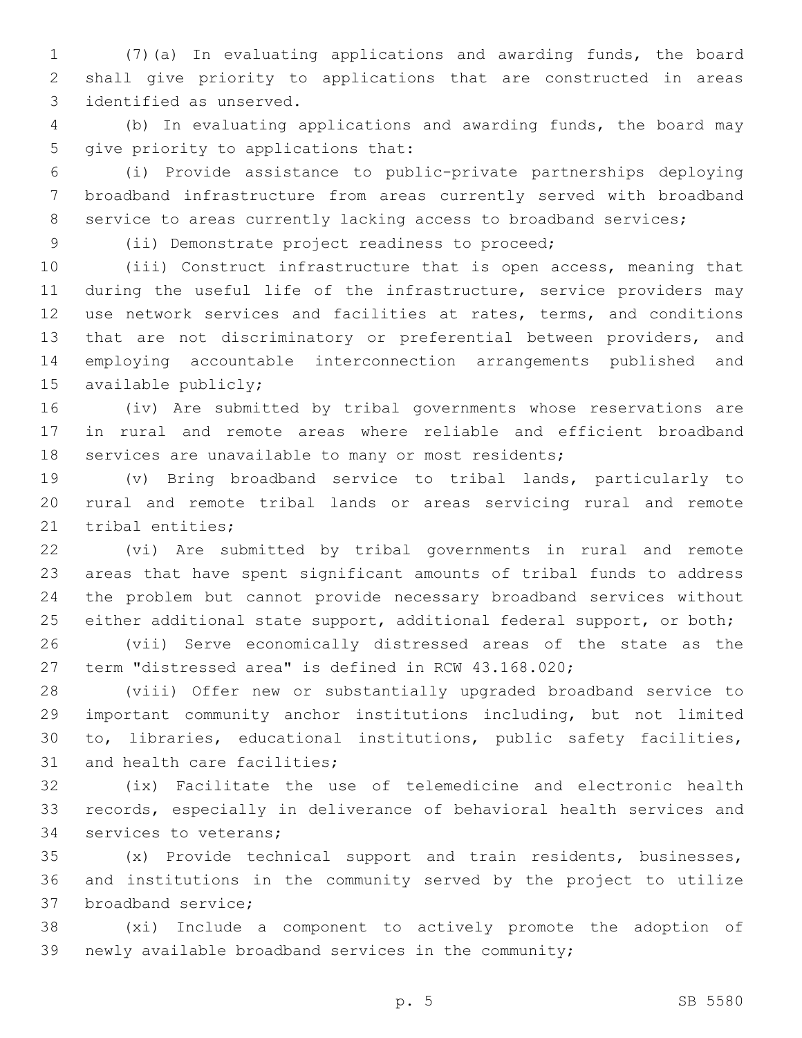(7)(a) In evaluating applications and awarding funds, the board shall give priority to applications that are constructed in areas identified as unserved.

(b) In evaluating applications and awarding funds, the board may give priority to applications that:

(i) Provide assistance to public-private partnerships deploying broadband infrastructure from areas currently served with broadband service to areas currently lacking access to broadband services;

(ii) Demonstrate project readiness to proceed;

(iii) Construct infrastructure that is open access, meaning that during the useful life of the infrastructure, service providers may use network services and facilities at rates, terms, and conditions that are not discriminatory or preferential between providers, and employing accountable interconnection arrangements published and available publicly;

(iv) Are submitted by tribal governments whose reservations are in rural and remote areas where reliable and efficient broadband services are unavailable to many or most residents;

(v) Bring broadband service to tribal lands, particularly to rural and remote tribal lands or areas servicing rural and remote tribal entities;

(vi) Are submitted by tribal governments in rural and remote areas that have spent significant amounts of tribal funds to address the problem but cannot provide necessary broadband services without either additional state support, additional federal support, or both;

(vii) Serve economically distressed areas of the state as the term "distressed area" is defined in RCW 43.168.020;

(viii) Offer new or substantially upgraded broadband service to important community anchor institutions including, but not limited to, libraries, educational institutions, public safety facilities, and health care facilities;

(ix) Facilitate the use of telemedicine and electronic health records, especially in deliverance of behavioral health services and services to veterans;

(x) Provide technical support and train residents, businesses, and institutions in the community served by the project to utilize broadband service;

(xi) Include a component to actively promote the adoption of newly available broadband services in the community;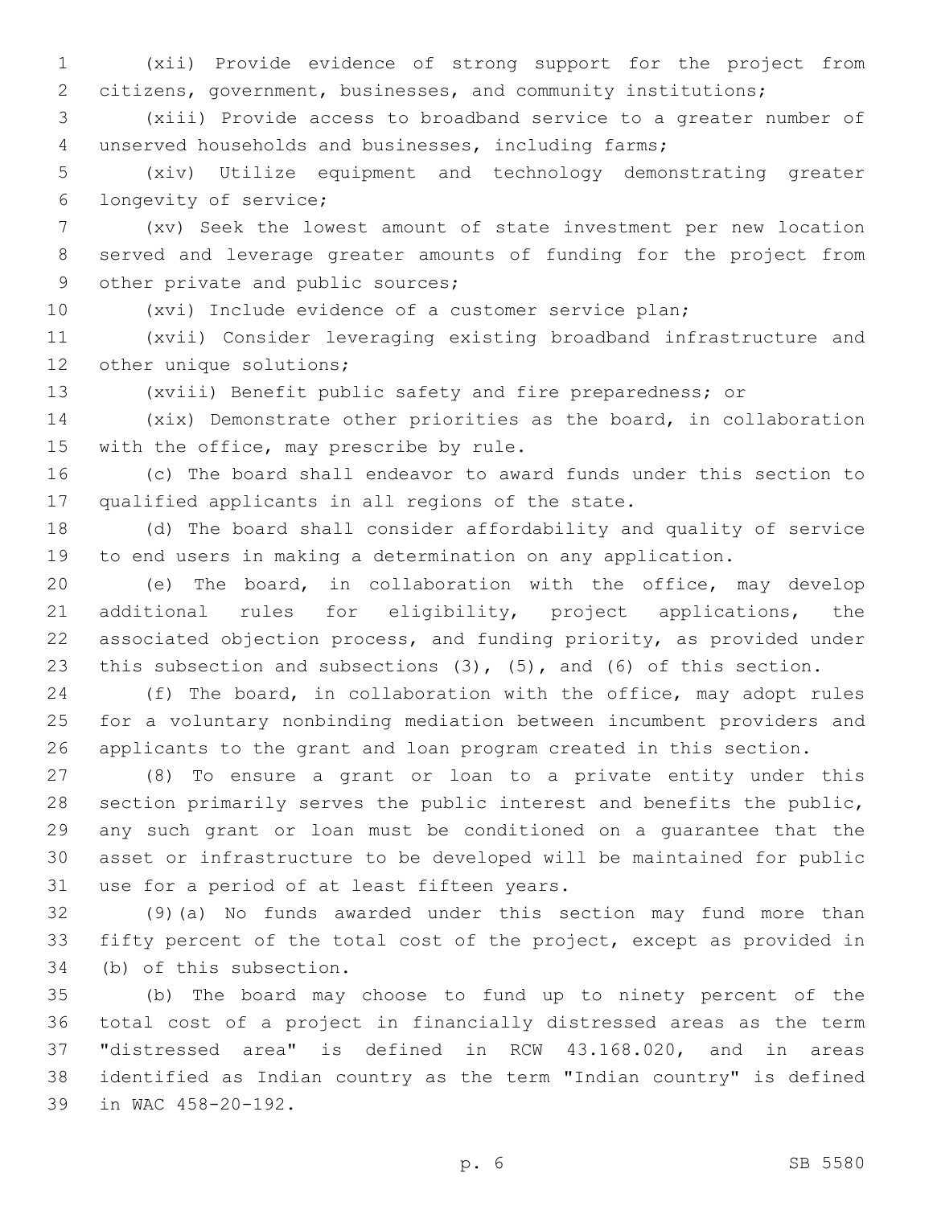(xii) Provide evidence of strong support for the project from citizens, government, businesses, and community institutions;

(xiii) Provide access to broadband service to a greater number of unserved households and businesses, including farms;

(xiv) Utilize equipment and technology demonstrating greater longevity of service;

(xv) Seek the lowest amount of state investment per new location served and leverage greater amounts of funding for the project from other private and public sources;

(xvi) Include evidence of a customer service plan;

(xvii) Consider leveraging existing broadband infrastructure and other unique solutions;

(xviii) Benefit public safety and fire preparedness; or

(xix) Demonstrate other priorities as the board, in collaboration with the office, may prescribe by rule.

(c) The board shall endeavor to award funds under this section to qualified applicants in all regions of the state.

(d) The board shall consider affordability and quality of service to end users in making a determination on any application.

(e) The board, in collaboration with the office, may develop additional rules for eligibility, project applications, the associated objection process, and funding priority, as provided under this subsection and subsections (3), (5), and (6) of this section.

(f) The board, in collaboration with the office, may adopt rules for a voluntary nonbinding mediation between incumbent providers and applicants to the grant and loan program created in this section.

(8) To ensure a grant or loan to a private entity under this section primarily serves the public interest and benefits the public, any such grant or loan must be conditioned on a guarantee that the asset or infrastructure to be developed will be maintained for public use for a period of at least fifteen years.

(9)(a) No funds awarded under this section may fund more than fifty percent of the total cost of the project, except as provided in (b) of this subsection.

(b) The board may choose to fund up to ninety percent of the total cost of a project in financially distressed areas as the term "distressed area" is defined in RCW 43.168.020, and in areas identified as Indian country as the term "Indian country" is defined in WAC 458-20-192.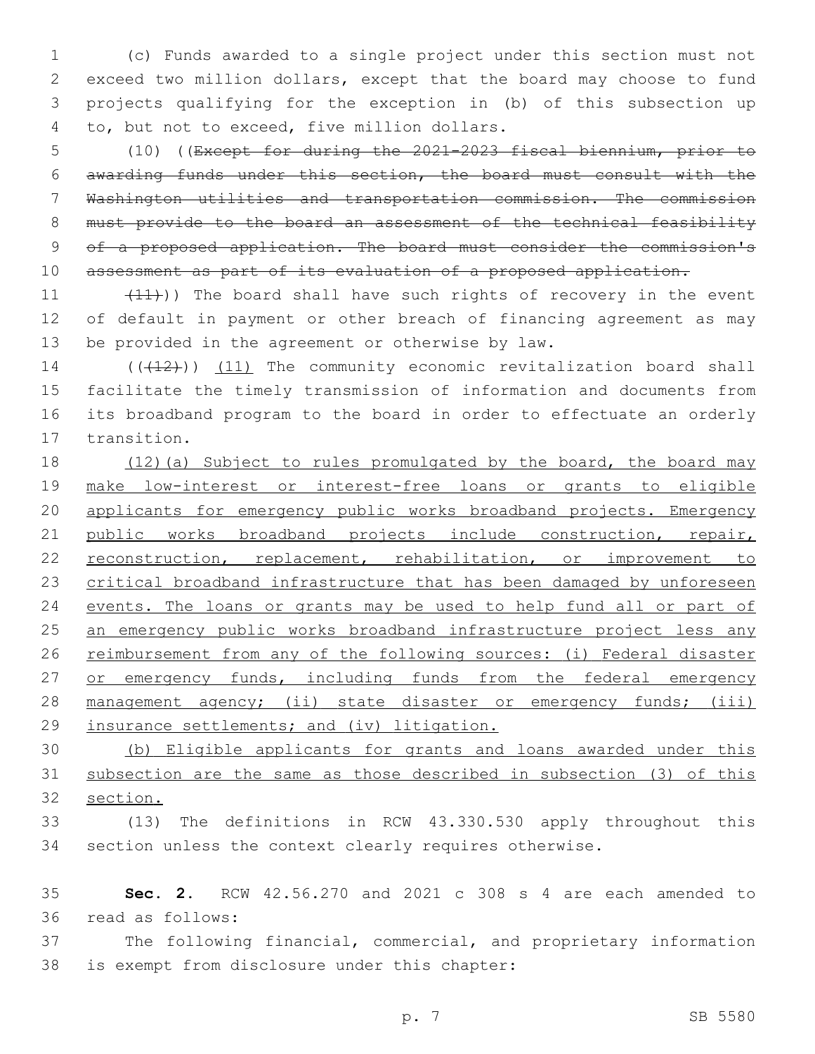(c) Funds awarded to a single project under this section must not exceed two million dollars, except that the board may choose to fund projects qualifying for the exception in (b) of this subsection up to, but not to exceed, five million dollars.

(10) ((~~Except for during the 2021-2023 fiscal biennium, prior to awarding funds under this section, the board must consult with the Washington utilities and transportation commission. The commission must provide to the board an assessment of the technical feasibility of a proposed application. The board must consider the commission's assessment as part of its evaluation of a proposed application.~~

~~(11)~~)) The board shall have such rights of recovery in the event of default in payment or other breach of financing agreement as may be provided in the agreement or otherwise by law.

((~~(12)~~)) <u>(11)</u> The community economic revitalization board shall facilitate the timely transmission of information and documents from its broadband program to the board in order to effectuate an orderly transition.

<u>(12)(a) Subject to rules promulgated by the board, the board may make low-interest or interest-free loans or grants to eligible applicants for emergency public works broadband projects. Emergency public works broadband projects include construction, repair, reconstruction, replacement, rehabilitation, or improvement to critical broadband infrastructure that has been damaged by unforeseen events. The loans or grants may be used to help fund all or part of an emergency public works broadband infrastructure project less any reimbursement from any of the following sources: (i) Federal disaster or emergency funds, including funds from the federal emergency management agency; (ii) state disaster or emergency funds; (iii) insurance settlements; and (iv) litigation.</u>

<u>(b) Eligible applicants for grants and loans awarded under this subsection are the same as those described in subsection (3) of this section.</u>

(13) The definitions in RCW 43.330.530 apply throughout this section unless the context clearly requires otherwise.

**Sec. 2.** RCW 42.56.270 and 2021 c 308 s 4 are each amended to read as follows:

The following financial, commercial, and proprietary information is exempt from disclosure under this chapter: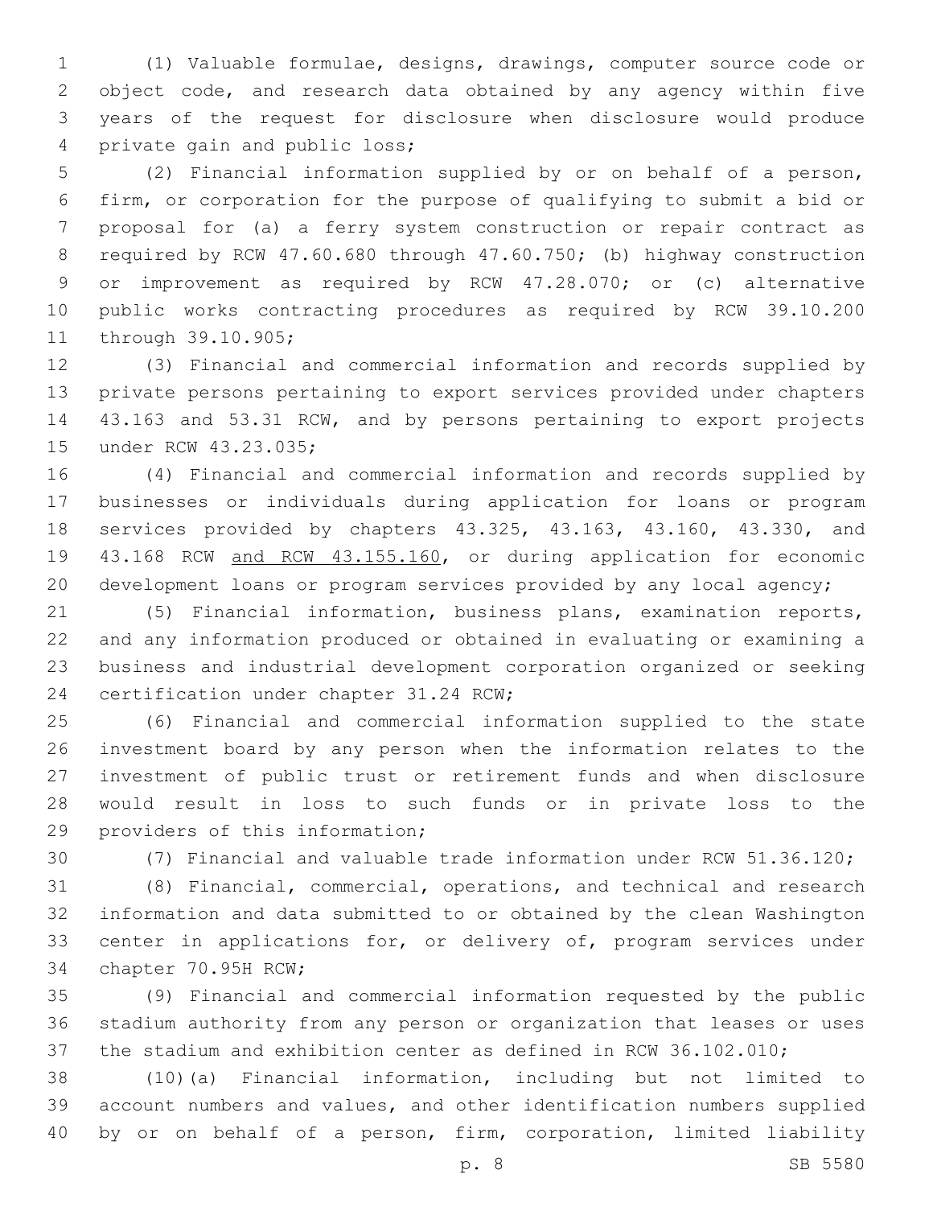(1) Valuable formulae, designs, drawings, computer source code or object code, and research data obtained by any agency within five years of the request for disclosure when disclosure would produce private gain and public loss;

(2) Financial information supplied by or on behalf of a person, firm, or corporation for the purpose of qualifying to submit a bid or proposal for (a) a ferry system construction or repair contract as required by RCW 47.60.680 through 47.60.750; (b) highway construction or improvement as required by RCW 47.28.070; or (c) alternative public works contracting procedures as required by RCW 39.10.200 through 39.10.905;

(3) Financial and commercial information and records supplied by private persons pertaining to export services provided under chapters 43.163 and 53.31 RCW, and by persons pertaining to export projects under RCW 43.23.035;

(4) Financial and commercial information and records supplied by businesses or individuals during application for loans or program services provided by chapters 43.325, 43.163, 43.160, 43.330, and 43.168 RCW <u>and RCW 43.155.160</u>, or during application for economic development loans or program services provided by any local agency;

(5) Financial information, business plans, examination reports, and any information produced or obtained in evaluating or examining a business and industrial development corporation organized or seeking certification under chapter 31.24 RCW;

(6) Financial and commercial information supplied to the state investment board by any person when the information relates to the investment of public trust or retirement funds and when disclosure would result in loss to such funds or in private loss to the providers of this information;

(7) Financial and valuable trade information under RCW 51.36.120;

(8) Financial, commercial, operations, and technical and research information and data submitted to or obtained by the clean Washington center in applications for, or delivery of, program services under chapter 70.95H RCW;

(9) Financial and commercial information requested by the public stadium authority from any person or organization that leases or uses the stadium and exhibition center as defined in RCW 36.102.010;

(10)(a) Financial information, including but not limited to account numbers and values, and other identification numbers supplied by or on behalf of a person, firm, corporation, limited liability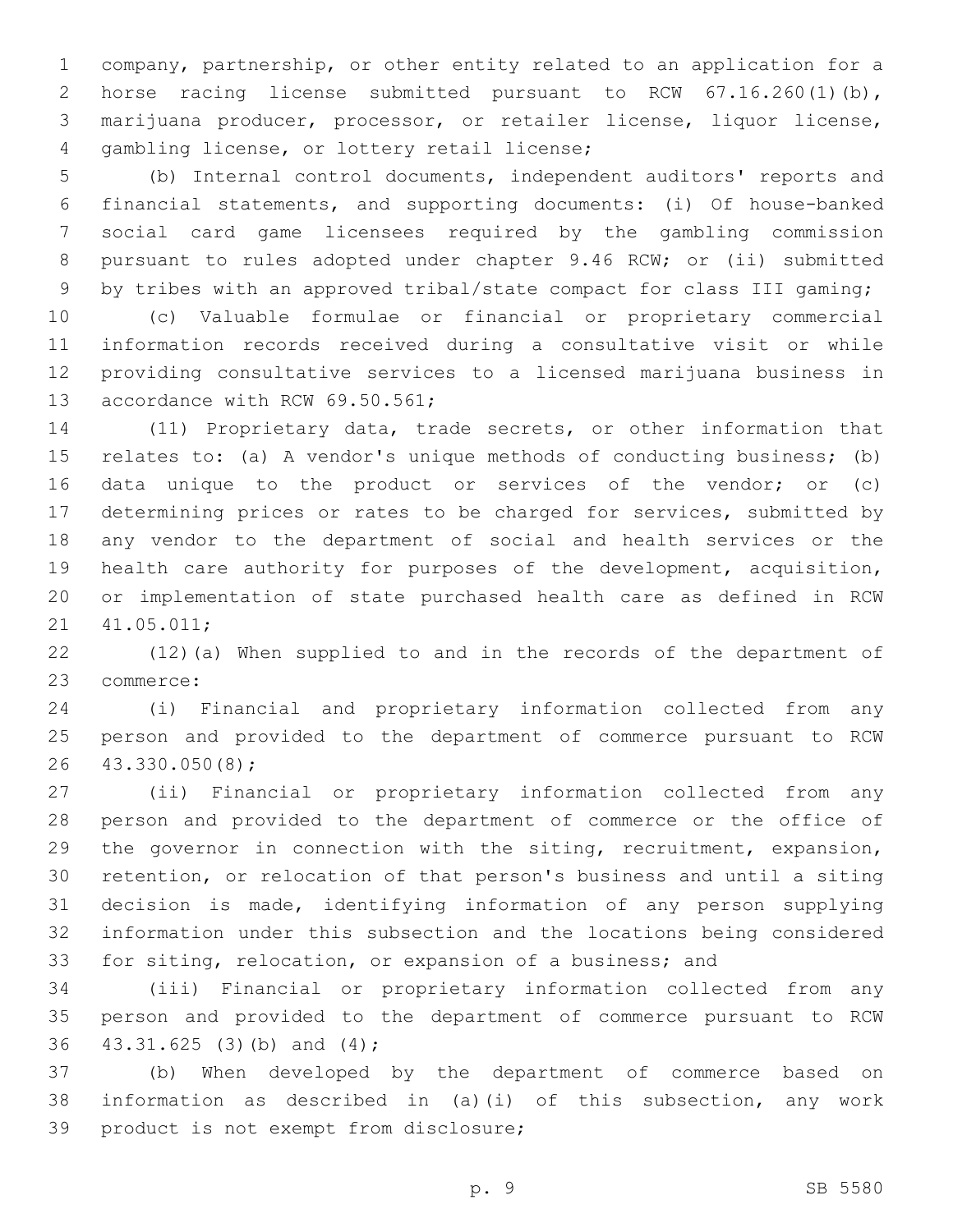company, partnership, or other entity related to an application for a horse racing license submitted pursuant to RCW 67.16.260(1)(b), marijuana producer, processor, or retailer license, liquor license, gambling license, or lottery retail license;

(b) Internal control documents, independent auditors' reports and financial statements, and supporting documents: (i) Of house-banked social card game licensees required by the gambling commission pursuant to rules adopted under chapter 9.46 RCW; or (ii) submitted by tribes with an approved tribal/state compact for class III gaming;

(c) Valuable formulae or financial or proprietary commercial information records received during a consultative visit or while providing consultative services to a licensed marijuana business in accordance with RCW 69.50.561;

(11) Proprietary data, trade secrets, or other information that relates to: (a) A vendor's unique methods of conducting business; (b) data unique to the product or services of the vendor; or (c) determining prices or rates to be charged for services, submitted by any vendor to the department of social and health services or the health care authority for purposes of the development, acquisition, or implementation of state purchased health care as defined in RCW 41.05.011;

(12)(a) When supplied to and in the records of the department of commerce:

(i) Financial and proprietary information collected from any person and provided to the department of commerce pursuant to RCW 43.330.050(8);

(ii) Financial or proprietary information collected from any person and provided to the department of commerce or the office of the governor in connection with the siting, recruitment, expansion, retention, or relocation of that person's business and until a siting decision is made, identifying information of any person supplying information under this subsection and the locations being considered for siting, relocation, or expansion of a business; and

(iii) Financial or proprietary information collected from any person and provided to the department of commerce pursuant to RCW 43.31.625 (3)(b) and (4);

(b) When developed by the department of commerce based on information as described in (a)(i) of this subsection, any work product is not exempt from disclosure;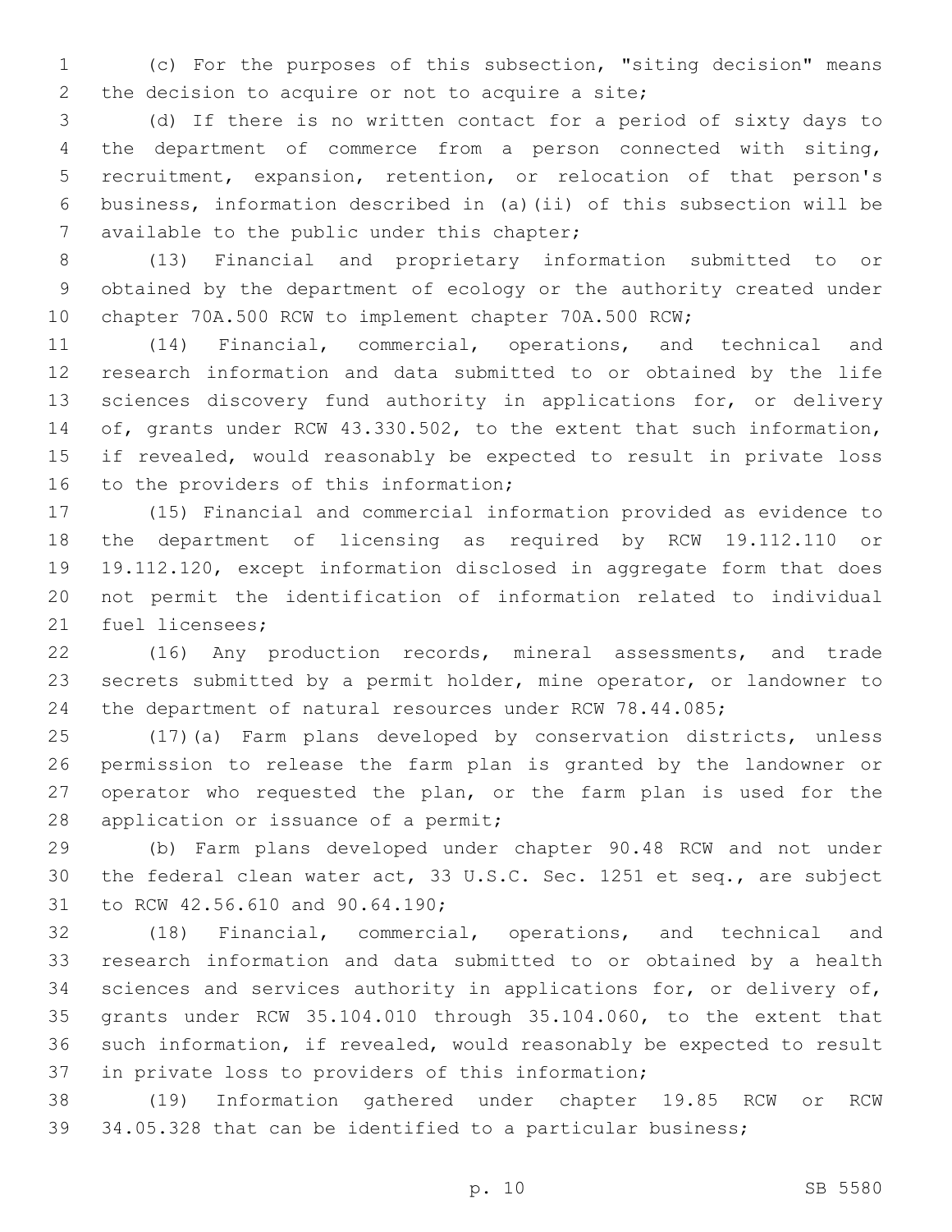(c) For the purposes of this subsection, "siting decision" means the decision to acquire or not to acquire a site;

(d) If there is no written contact for a period of sixty days to the department of commerce from a person connected with siting, recruitment, expansion, retention, or relocation of that person's business, information described in (a)(ii) of this subsection will be available to the public under this chapter;

(13) Financial and proprietary information submitted to or obtained by the department of ecology or the authority created under chapter 70A.500 RCW to implement chapter 70A.500 RCW;

(14) Financial, commercial, operations, and technical and research information and data submitted to or obtained by the life sciences discovery fund authority in applications for, or delivery of, grants under RCW 43.330.502, to the extent that such information, if revealed, would reasonably be expected to result in private loss to the providers of this information;

(15) Financial and commercial information provided as evidence to the department of licensing as required by RCW 19.112.110 or 19.112.120, except information disclosed in aggregate form that does not permit the identification of information related to individual fuel licensees;

(16) Any production records, mineral assessments, and trade secrets submitted by a permit holder, mine operator, or landowner to the department of natural resources under RCW 78.44.085;

(17)(a) Farm plans developed by conservation districts, unless permission to release the farm plan is granted by the landowner or operator who requested the plan, or the farm plan is used for the application or issuance of a permit;

(b) Farm plans developed under chapter 90.48 RCW and not under the federal clean water act, 33 U.S.C. Sec. 1251 et seq., are subject to RCW 42.56.610 and 90.64.190;

(18) Financial, commercial, operations, and technical and research information and data submitted to or obtained by a health sciences and services authority in applications for, or delivery of, grants under RCW 35.104.010 through 35.104.060, to the extent that such information, if revealed, would reasonably be expected to result in private loss to providers of this information;

(19) Information gathered under chapter 19.85 RCW or RCW 34.05.328 that can be identified to a particular business;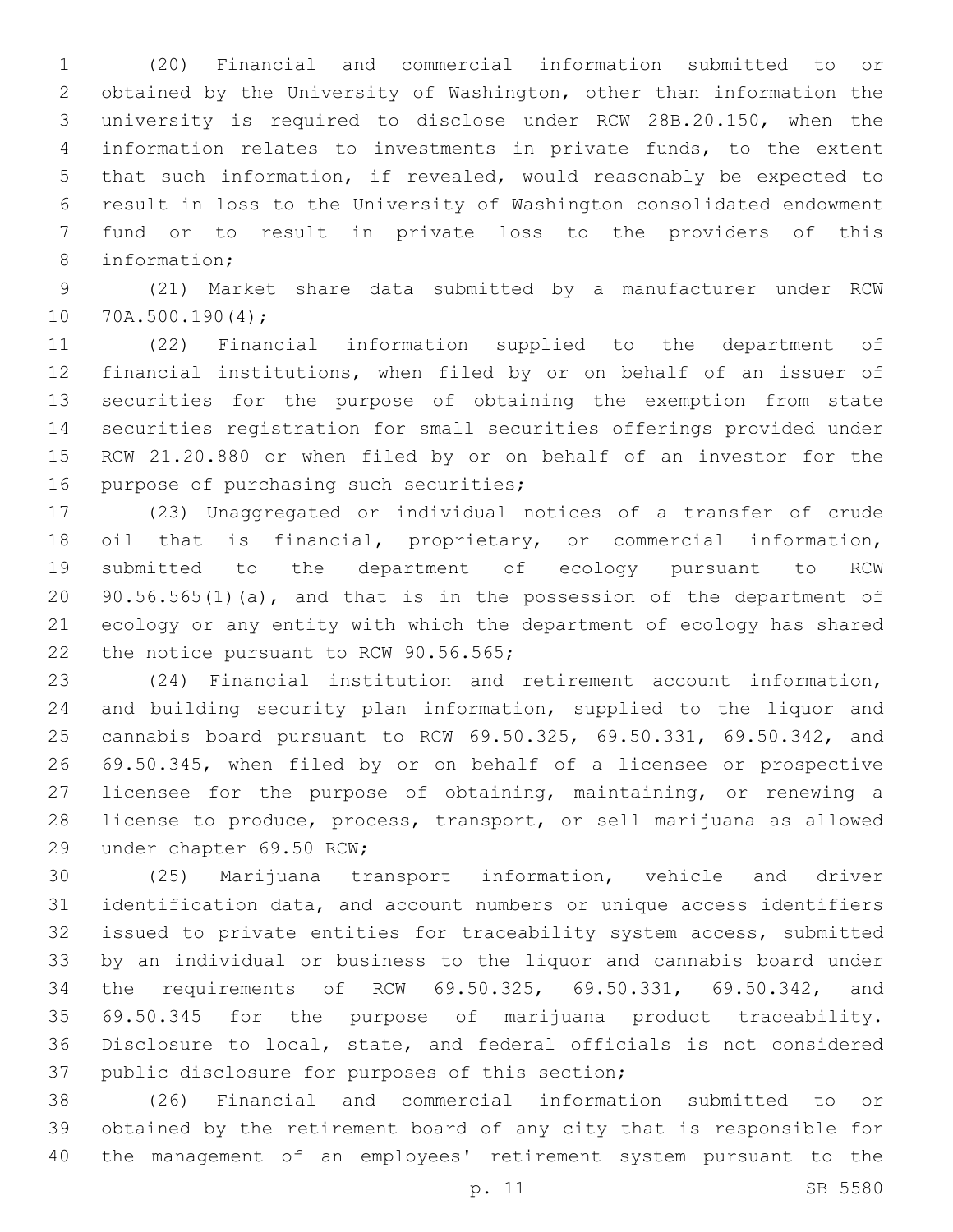(20) Financial and commercial information submitted to or obtained by the University of Washington, other than information the university is required to disclose under RCW 28B.20.150, when the information relates to investments in private funds, to the extent that such information, if revealed, would reasonably be expected to result in loss to the University of Washington consolidated endowment fund or to result in private loss to the providers of this information;

(21) Market share data submitted by a manufacturer under RCW 70A.500.190(4);

(22) Financial information supplied to the department of financial institutions, when filed by or on behalf of an issuer of securities for the purpose of obtaining the exemption from state securities registration for small securities offerings provided under RCW 21.20.880 or when filed by or on behalf of an investor for the purpose of purchasing such securities;

(23) Unaggregated or individual notices of a transfer of crude oil that is financial, proprietary, or commercial information, submitted to the department of ecology pursuant to RCW 90.56.565(1)(a), and that is in the possession of the department of ecology or any entity with which the department of ecology has shared the notice pursuant to RCW 90.56.565;

(24) Financial institution and retirement account information, and building security plan information, supplied to the liquor and cannabis board pursuant to RCW 69.50.325, 69.50.331, 69.50.342, and 69.50.345, when filed by or on behalf of a licensee or prospective licensee for the purpose of obtaining, maintaining, or renewing a license to produce, process, transport, or sell marijuana as allowed under chapter 69.50 RCW;

(25) Marijuana transport information, vehicle and driver identification data, and account numbers or unique access identifiers issued to private entities for traceability system access, submitted by an individual or business to the liquor and cannabis board under the requirements of RCW 69.50.325, 69.50.331, 69.50.342, and 69.50.345 for the purpose of marijuana product traceability. Disclosure to local, state, and federal officials is not considered public disclosure for purposes of this section;

(26) Financial and commercial information submitted to or obtained by the retirement board of any city that is responsible for the management of an employees' retirement system pursuant to the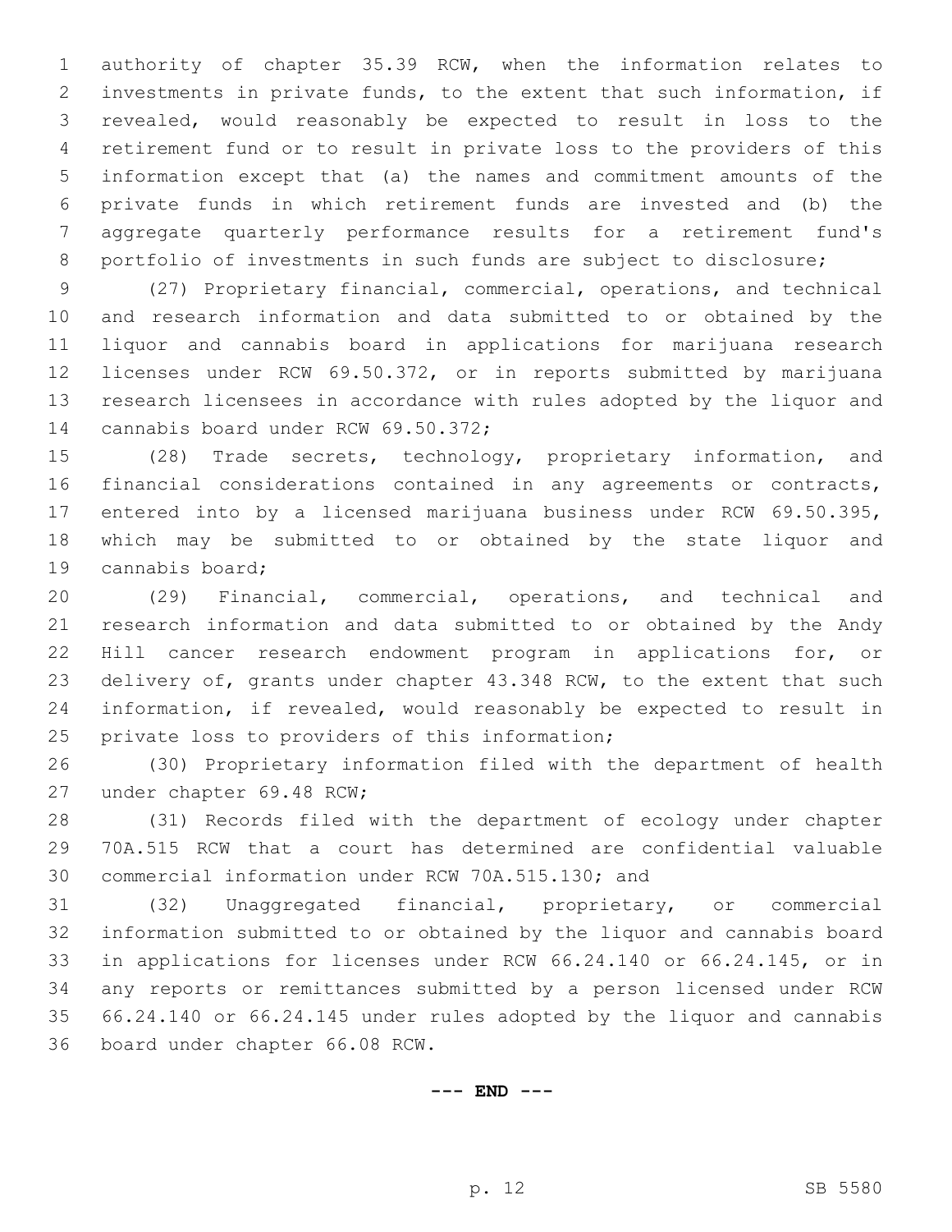authority of chapter 35.39 RCW, when the information relates to investments in private funds, to the extent that such information, if revealed, would reasonably be expected to result in loss to the retirement fund or to result in private loss to the providers of this information except that (a) the names and commitment amounts of the private funds in which retirement funds are invested and (b) the aggregate quarterly performance results for a retirement fund's portfolio of investments in such funds are subject to disclosure;

(27) Proprietary financial, commercial, operations, and technical and research information and data submitted to or obtained by the liquor and cannabis board in applications for marijuana research licenses under RCW 69.50.372, or in reports submitted by marijuana research licensees in accordance with rules adopted by the liquor and cannabis board under RCW 69.50.372;

(28) Trade secrets, technology, proprietary information, and financial considerations contained in any agreements or contracts, entered into by a licensed marijuana business under RCW 69.50.395, which may be submitted to or obtained by the state liquor and cannabis board;

(29) Financial, commercial, operations, and technical and research information and data submitted to or obtained by the Andy Hill cancer research endowment program in applications for, or delivery of, grants under chapter 43.348 RCW, to the extent that such information, if revealed, would reasonably be expected to result in private loss to providers of this information;

(30) Proprietary information filed with the department of health under chapter 69.48 RCW;

(31) Records filed with the department of ecology under chapter 70A.515 RCW that a court has determined are confidential valuable commercial information under RCW 70A.515.130; and

(32) Unaggregated financial, proprietary, or commercial information submitted to or obtained by the liquor and cannabis board in applications for licenses under RCW 66.24.140 or 66.24.145, or in any reports or remittances submitted by a person licensed under RCW 66.24.140 or 66.24.145 under rules adopted by the liquor and cannabis board under chapter 66.08 RCW.

**--- END ---**